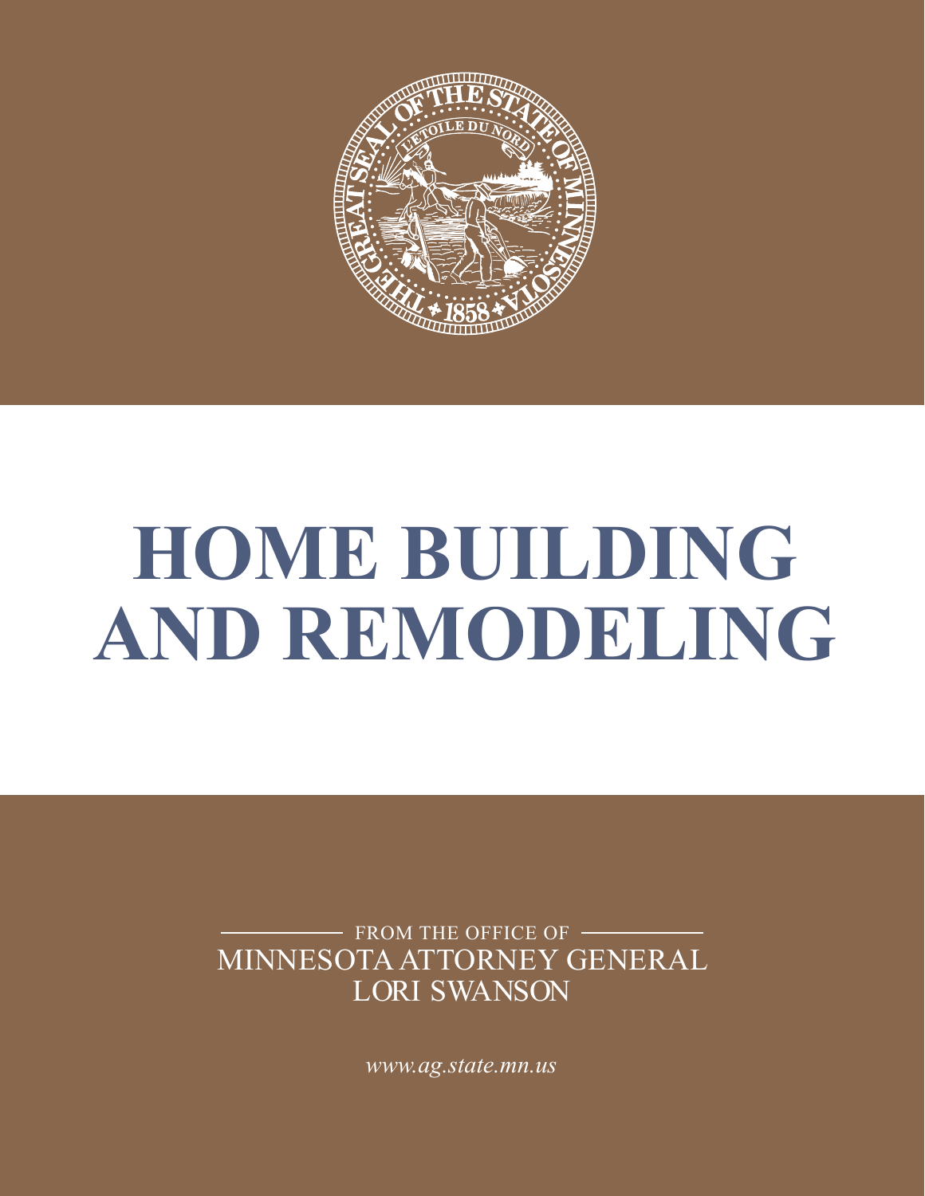# HOME BUILDING AND REMODELING

FROM THE OFFICE OF

MINNESOTA ATTORNEY GENERAL

LORI SWANSON

*www.ag.state.mn.us*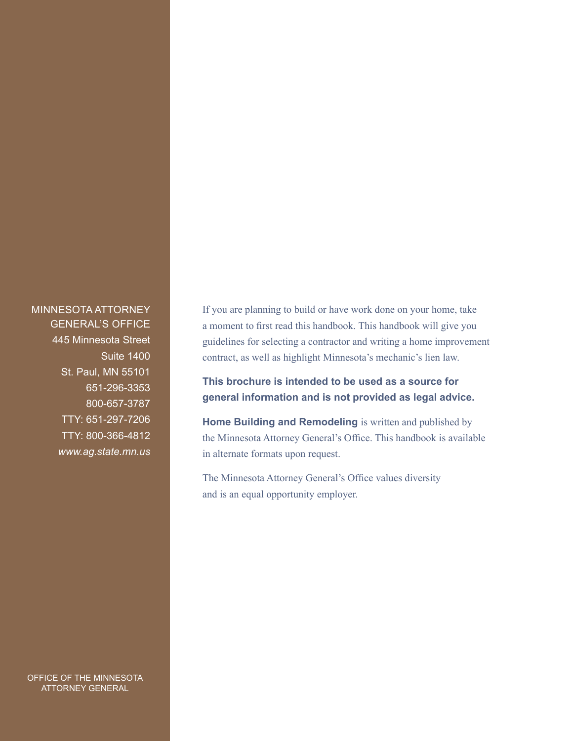MINNESOTA ATTORNEY GENERAL'S OFFICE
445 Minnesota Street
Suite 1400
St. Paul, MN 55101
651-296-3353
800-657-3787
TTY: 651-297-7206
TTY: 800-366-4812
*www.ag.state.mn.us*

If you are planning to build or have work done on your home, take a moment to first read this handbook. This handbook will give you guidelines for selecting a contractor and writing a home improvement contract, as well as highlight Minnesota's mechanic's lien law.

**This brochure is intended to be used as a source for general information and is not provided as legal advice.**

**Home Building and Remodeling** is written and published by the Minnesota Attorney General's Office. This handbook is available in alternate formats upon request.

The Minnesota Attorney General's Office values diversity and is an equal opportunity employer.

OFFICE OF THE MINNESOTA ATTORNEY GENERAL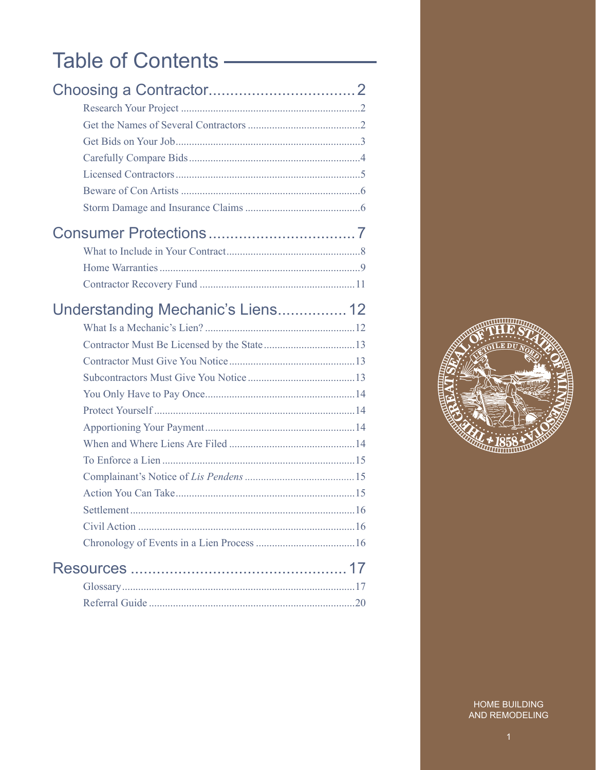# Table of Contents

## Choosing a Contractor.................................. 2

- Research Your Project .................................................................2
- Get the Names of Several Contractors ..........................................2
- Get Bids on Your Job.....................................................................3
- Carefully Compare Bids................................................................4
- Licensed Contractors.....................................................................5
- Beware of Con Artists ..................................................................6
- Storm Damage and Insurance Claims ...........................................6

## Consumer Protections.................................. 7

- What to Include in Your Contract..................................................8
- Home Warranties ...........................................................................9
- Contractor Recovery Fund ..........................................................11

## Understanding Mechanic's Liens................ 12

- What Is a Mechanic's Lien? ........................................................12
- Contractor Must Be Licensed by the State ..................................13
- Contractor Must Give You Notice...............................................13
- Subcontractors Must Give You Notice ........................................13
- You Only Have to Pay Once........................................................14
- Protect Yourself ...........................................................................14
- Apportioning Your Payment........................................................14
- When and Where Liens Are Filed ...............................................14
- To Enforce a Lien ........................................................................15
- Complainant's Notice of *Lis Pendens* .........................................15
- Action You Can Take...................................................................15
- Settlement....................................................................................16
- Civil Action .................................................................................16
- Chronology of Events in a Lien Process .....................................16

## Resources .................................................. 17

- Glossary.......................................................................................17
- Referral Guide .............................................................................20

HOME BUILDING AND REMODELING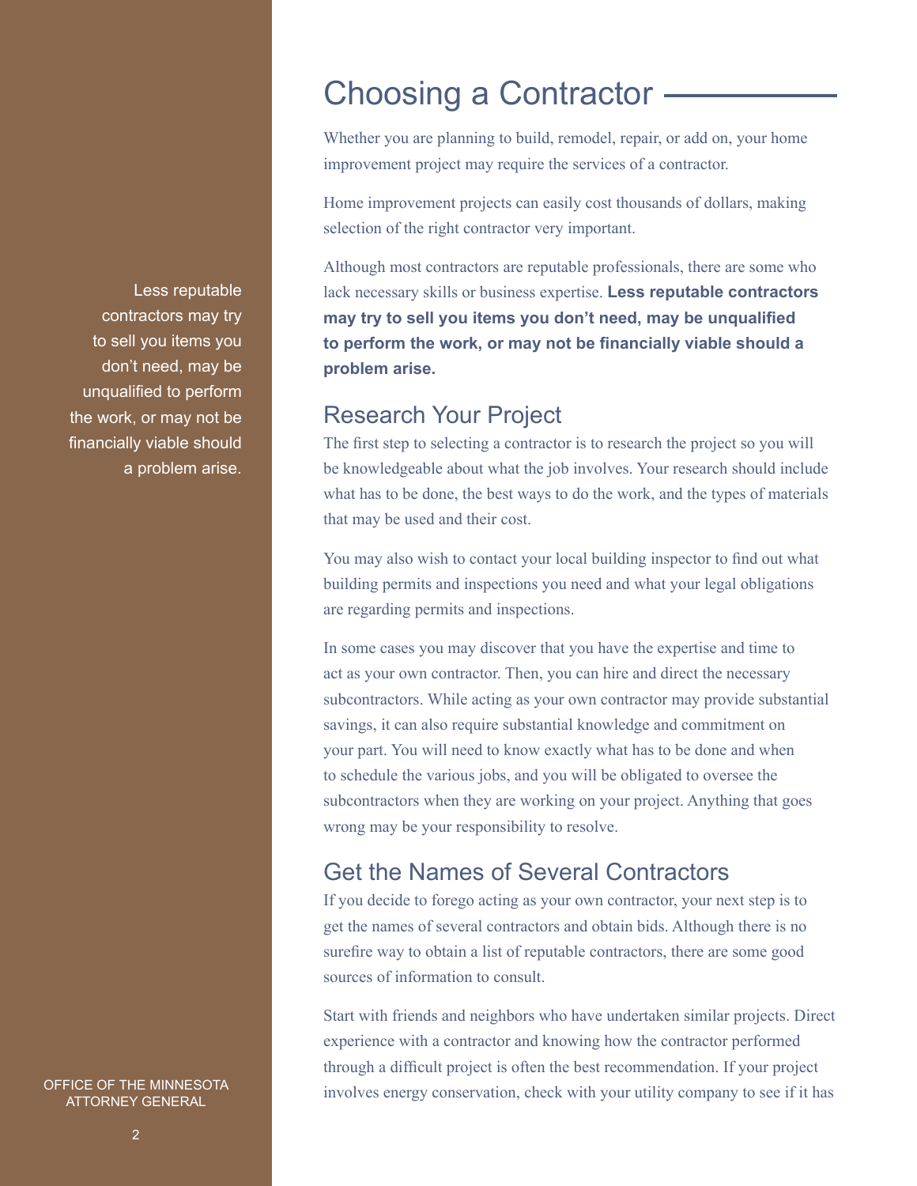# Choosing a Contractor

Whether you are planning to build, remodel, repair, or add on, your home improvement project may require the services of a contractor.

Home improvement projects can easily cost thousands of dollars, making selection of the right contractor very important.

Although most contractors are reputable professionals, there are some who lack necessary skills or business expertise. **Less reputable contractors may try to sell you items you don't need, may be unqualified to perform the work, or may not be financially viable should a problem arise.**

Less reputable contractors may try to sell you items you don't need, may be unqualified to perform the work, or may not be financially viable should a problem arise.

## Research Your Project

The first step to selecting a contractor is to research the project so you will be knowledgeable about what the job involves. Your research should include what has to be done, the best ways to do the work, and the types of materials that may be used and their cost.

You may also wish to contact your local building inspector to find out what building permits and inspections you need and what your legal obligations are regarding permits and inspections.

In some cases you may discover that you have the expertise and time to act as your own contractor. Then, you can hire and direct the necessary subcontractors. While acting as your own contractor may provide substantial savings, it can also require substantial knowledge and commitment on your part. You will need to know exactly what has to be done and when to schedule the various jobs, and you will be obligated to oversee the subcontractors when they are working on your project. Anything that goes wrong may be your responsibility to resolve.

## Get the Names of Several Contractors

If you decide to forego acting as your own contractor, your next step is to get the names of several contractors and obtain bids. Although there is no surefire way to obtain a list of reputable contractors, there are some good sources of information to consult.

Start with friends and neighbors who have undertaken similar projects. Direct experience with a contractor and knowing how the contractor performed through a difficult project is often the best recommendation. If your project involves energy conservation, check with your utility company to see if it has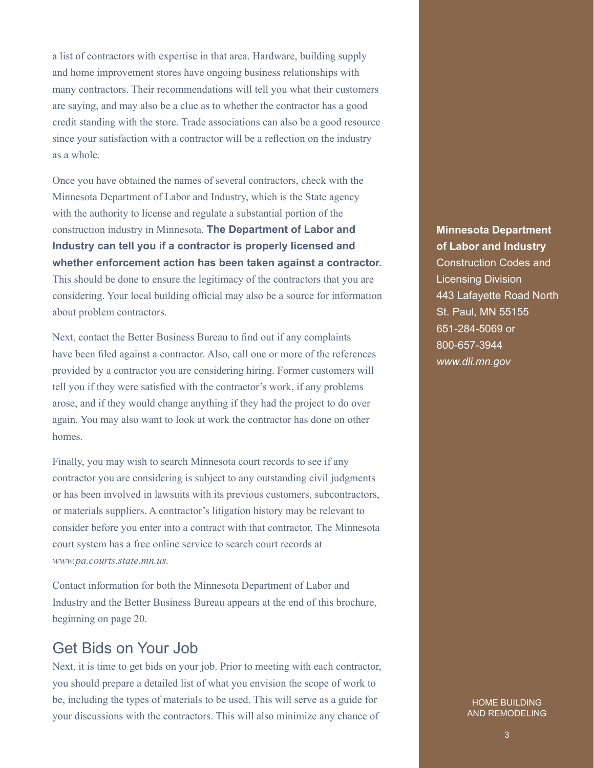a list of contractors with expertise in that area. Hardware, building supply and home improvement stores have ongoing business relationships with many contractors. Their recommendations will tell you what their customers are saying, and may also be a clue as to whether the contractor has a good credit standing with the store. Trade associations can also be a good resource since your satisfaction with a contractor will be a reflection on the industry as a whole.

Once you have obtained the names of several contractors, check with the Minnesota Department of Labor and Industry, which is the State agency with the authority to license and regulate a substantial portion of the construction industry in Minnesota. **The Department of Labor and Industry can tell you if a contractor is properly licensed and whether enforcement action has been taken against a contractor.** This should be done to ensure the legitimacy of the contractors that you are considering. Your local building official may also be a source for information about problem contractors.

**Minnesota Department of Labor and Industry**
Construction Codes and Licensing Division
443 Lafayette Road North
St. Paul, MN 55155
651-284-5069 or
800-657-3944
*www.dli.mn.gov*

Next, contact the Better Business Bureau to find out if any complaints have been filed against a contractor. Also, call one or more of the references provided by a contractor you are considering hiring. Former customers will tell you if they were satisfied with the contractor's work, if any problems arose, and if they would change anything if they had the project to do over again. You may also want to look at work the contractor has done on other homes.

Finally, you may wish to search Minnesota court records to see if any contractor you are considering is subject to any outstanding civil judgments or has been involved in lawsuits with its previous customers, subcontractors, or materials suppliers. A contractor's litigation history may be relevant to consider before you enter into a contract with that contractor. The Minnesota court system has a free online service to search court records at *www.pa.courts.state.mn.us.*

Contact information for both the Minnesota Department of Labor and Industry and the Better Business Bureau appears at the end of this brochure, beginning on page 20.

## Get Bids on Your Job

Next, it is time to get bids on your job. Prior to meeting with each contractor, you should prepare a detailed list of what you envision the scope of work to be, including the types of materials to be used. This will serve as a guide for your discussions with the contractors. This will also minimize any chance of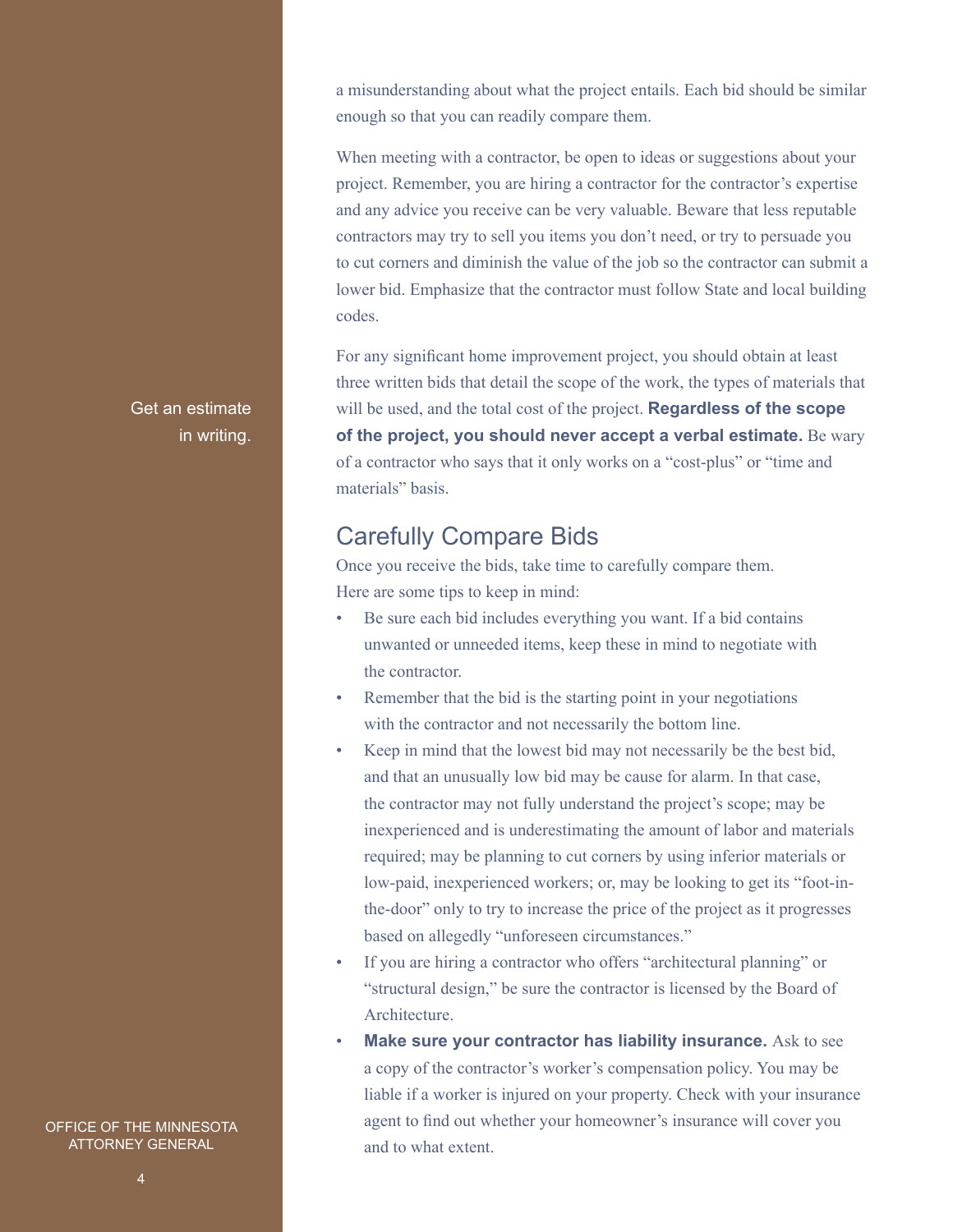a misunderstanding about what the project entails. Each bid should be similar enough so that you can readily compare them.

When meeting with a contractor, be open to ideas or suggestions about your project. Remember, you are hiring a contractor for the contractor's expertise and any advice you receive can be very valuable. Beware that less reputable contractors may try to sell you items you don't need, or try to persuade you to cut corners and diminish the value of the job so the contractor can submit a lower bid. Emphasize that the contractor must follow State and local building codes.

Get an estimate in writing.

For any significant home improvement project, you should obtain at least three written bids that detail the scope of the work, the types of materials that will be used, and the total cost of the project. **Regardless of the scope of the project, you should never accept a verbal estimate.** Be wary of a contractor who says that it only works on a "cost-plus" or "time and materials" basis.

## Carefully Compare Bids

Once you receive the bids, take time to carefully compare them. Here are some tips to keep in mind:

- Be sure each bid includes everything you want. If a bid contains unwanted or unneeded items, keep these in mind to negotiate with the contractor.
- Remember that the bid is the starting point in your negotiations with the contractor and not necessarily the bottom line.
- Keep in mind that the lowest bid may not necessarily be the best bid, and that an unusually low bid may be cause for alarm. In that case, the contractor may not fully understand the project's scope; may be inexperienced and is underestimating the amount of labor and materials required; may be planning to cut corners by using inferior materials or low-paid, inexperienced workers; or, may be looking to get its "foot-in-the-door" only to try to increase the price of the project as it progresses based on allegedly "unforeseen circumstances."
- If you are hiring a contractor who offers "architectural planning" or "structural design," be sure the contractor is licensed by the Board of Architecture.
- **Make sure your contractor has liability insurance.** Ask to see a copy of the contractor's worker's compensation policy. You may be liable if a worker is injured on your property. Check with your insurance agent to find out whether your homeowner's insurance will cover you and to what extent.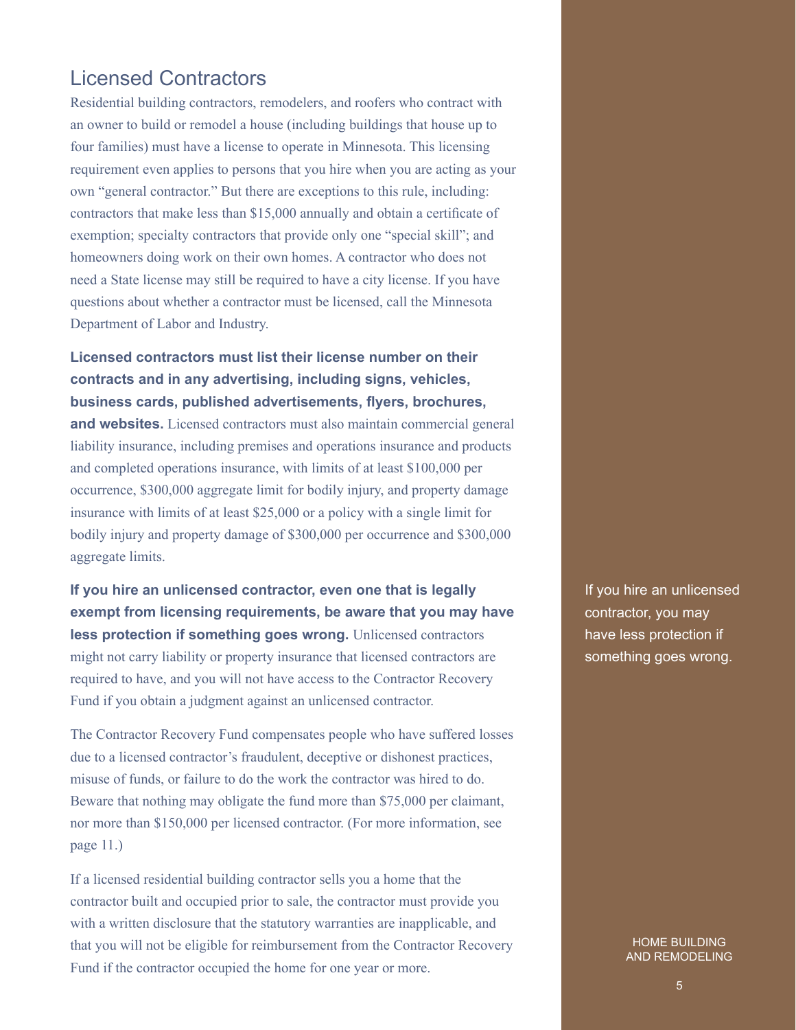## Licensed Contractors

Residential building contractors, remodelers, and roofers who contract with an owner to build or remodel a house (including buildings that house up to four families) must have a license to operate in Minnesota. This licensing requirement even applies to persons that you hire when you are acting as your own "general contractor." But there are exceptions to this rule, including: contractors that make less than $15,000 annually and obtain a certificate of exemption; specialty contractors that provide only one "special skill"; and homeowners doing work on their own homes. A contractor who does not need a State license may still be required to have a city license. If you have questions about whether a contractor must be licensed, call the Minnesota Department of Labor and Industry.

**Licensed contractors must list their license number on their contracts and in any advertising, including signs, vehicles, business cards, published advertisements, flyers, brochures, and websites.** Licensed contractors must also maintain commercial general liability insurance, including premises and operations insurance and products and completed operations insurance, with limits of at least $100,000 per occurrence, $300,000 aggregate limit for bodily injury, and property damage insurance with limits of at least $25,000 or a policy with a single limit for bodily injury and property damage of $300,000 per occurrence and $300,000 aggregate limits.

**If you hire an unlicensed contractor, even one that is legally exempt from licensing requirements, be aware that you may have less protection if something goes wrong.** Unlicensed contractors might not carry liability or property insurance that licensed contractors are required to have, and you will not have access to the Contractor Recovery Fund if you obtain a judgment against an unlicensed contractor.

If you hire an unlicensed contractor, you may have less protection if something goes wrong.

The Contractor Recovery Fund compensates people who have suffered losses due to a licensed contractor's fraudulent, deceptive or dishonest practices, misuse of funds, or failure to do the work the contractor was hired to do. Beware that nothing may obligate the fund more than $75,000 per claimant, nor more than $150,000 per licensed contractor. (For more information, see page 11.)

If a licensed residential building contractor sells you a home that the contractor built and occupied prior to sale, the contractor must provide you with a written disclosure that the statutory warranties are inapplicable, and that you will not be eligible for reimbursement from the Contractor Recovery Fund if the contractor occupied the home for one year or more.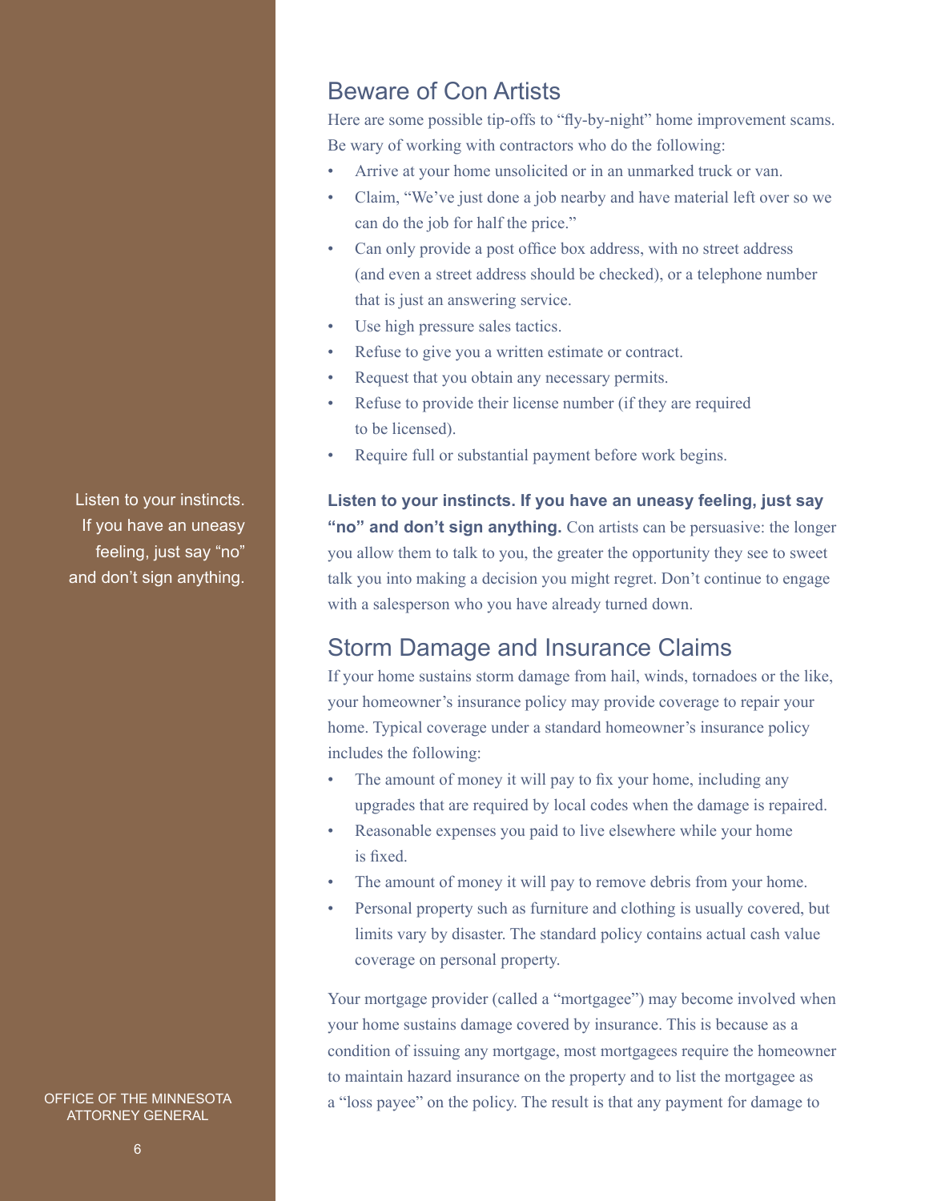## Beware of Con Artists

Here are some possible tip-offs to "fly-by-night" home improvement scams. Be wary of working with contractors who do the following:

- Arrive at your home unsolicited or in an unmarked truck or van.
- Claim, "We've just done a job nearby and have material left over so we can do the job for half the price."
- Can only provide a post office box address, with no street address (and even a street address should be checked), or a telephone number that is just an answering service.
- Use high pressure sales tactics.
- Refuse to give you a written estimate or contract.
- Request that you obtain any necessary permits.
- Refuse to provide their license number (if they are required to be licensed).
- Require full or substantial payment before work begins.

Listen to your instincts. If you have an uneasy feeling, just say "no" and don't sign anything.

**Listen to your instincts. If you have an uneasy feeling, just say "no" and don't sign anything.** Con artists can be persuasive: the longer you allow them to talk to you, the greater the opportunity they see to sweet talk you into making a decision you might regret. Don't continue to engage with a salesperson who you have already turned down.

## Storm Damage and Insurance Claims

If your home sustains storm damage from hail, winds, tornadoes or the like, your homeowner's insurance policy may provide coverage to repair your home. Typical coverage under a standard homeowner's insurance policy includes the following:

- The amount of money it will pay to fix your home, including any upgrades that are required by local codes when the damage is repaired.
- Reasonable expenses you paid to live elsewhere while your home is fixed.
- The amount of money it will pay to remove debris from your home.
- Personal property such as furniture and clothing is usually covered, but limits vary by disaster. The standard policy contains actual cash value coverage on personal property.

Your mortgage provider (called a "mortgagee") may become involved when your home sustains damage covered by insurance. This is because as a condition of issuing any mortgage, most mortgagees require the homeowner to maintain hazard insurance on the property and to list the mortgagee as a "loss payee" on the policy. The result is that any payment for damage to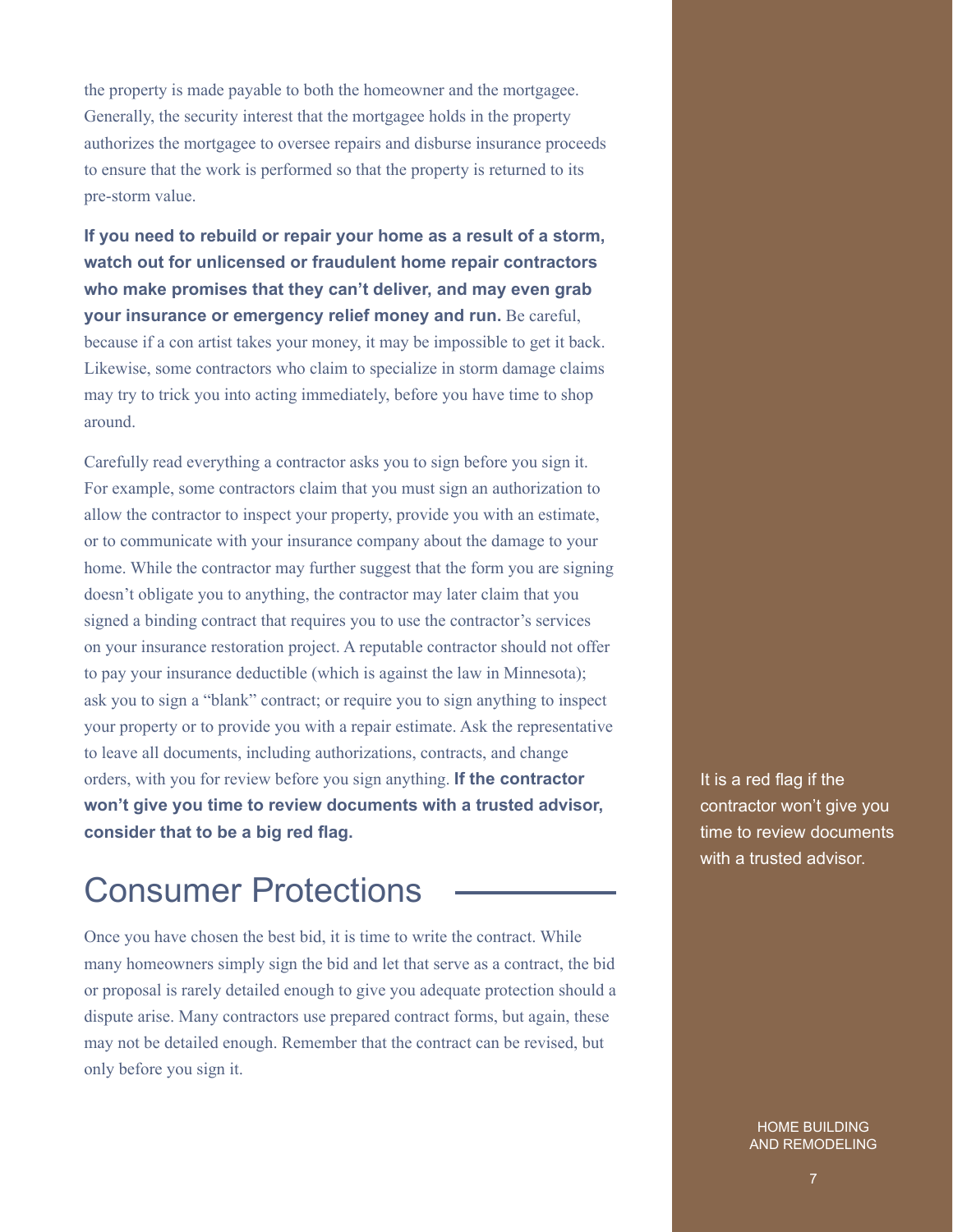the property is made payable to both the homeowner and the mortgagee. Generally, the security interest that the mortgagee holds in the property authorizes the mortgagee to oversee repairs and disburse insurance proceeds to ensure that the work is performed so that the property is returned to its pre-storm value.

**If you need to rebuild or repair your home as a result of a storm, watch out for unlicensed or fraudulent home repair contractors who make promises that they can't deliver, and may even grab your insurance or emergency relief money and run.** Be careful, because if a con artist takes your money, it may be impossible to get it back. Likewise, some contractors who claim to specialize in storm damage claims may try to trick you into acting immediately, before you have time to shop around.

Carefully read everything a contractor asks you to sign before you sign it. For example, some contractors claim that you must sign an authorization to allow the contractor to inspect your property, provide you with an estimate, or to communicate with your insurance company about the damage to your home. While the contractor may further suggest that the form you are signing doesn't obligate you to anything, the contractor may later claim that you signed a binding contract that requires you to use the contractor's services on your insurance restoration project. A reputable contractor should not offer to pay your insurance deductible (which is against the law in Minnesota); ask you to sign a "blank" contract; or require you to sign anything to inspect your property or to provide you with a repair estimate. Ask the representative to leave all documents, including authorizations, contracts, and change orders, with you for review before you sign anything. **If the contractor won't give you time to review documents with a trusted advisor, consider that to be a big red flag.**

It is a red flag if the contractor won't give you time to review documents with a trusted advisor.

## Consumer Protections

Once you have chosen the best bid, it is time to write the contract. While many homeowners simply sign the bid and let that serve as a contract, the bid or proposal is rarely detailed enough to give you adequate protection should a dispute arise. Many contractors use prepared contract forms, but again, these may not be detailed enough. Remember that the contract can be revised, but only before you sign it.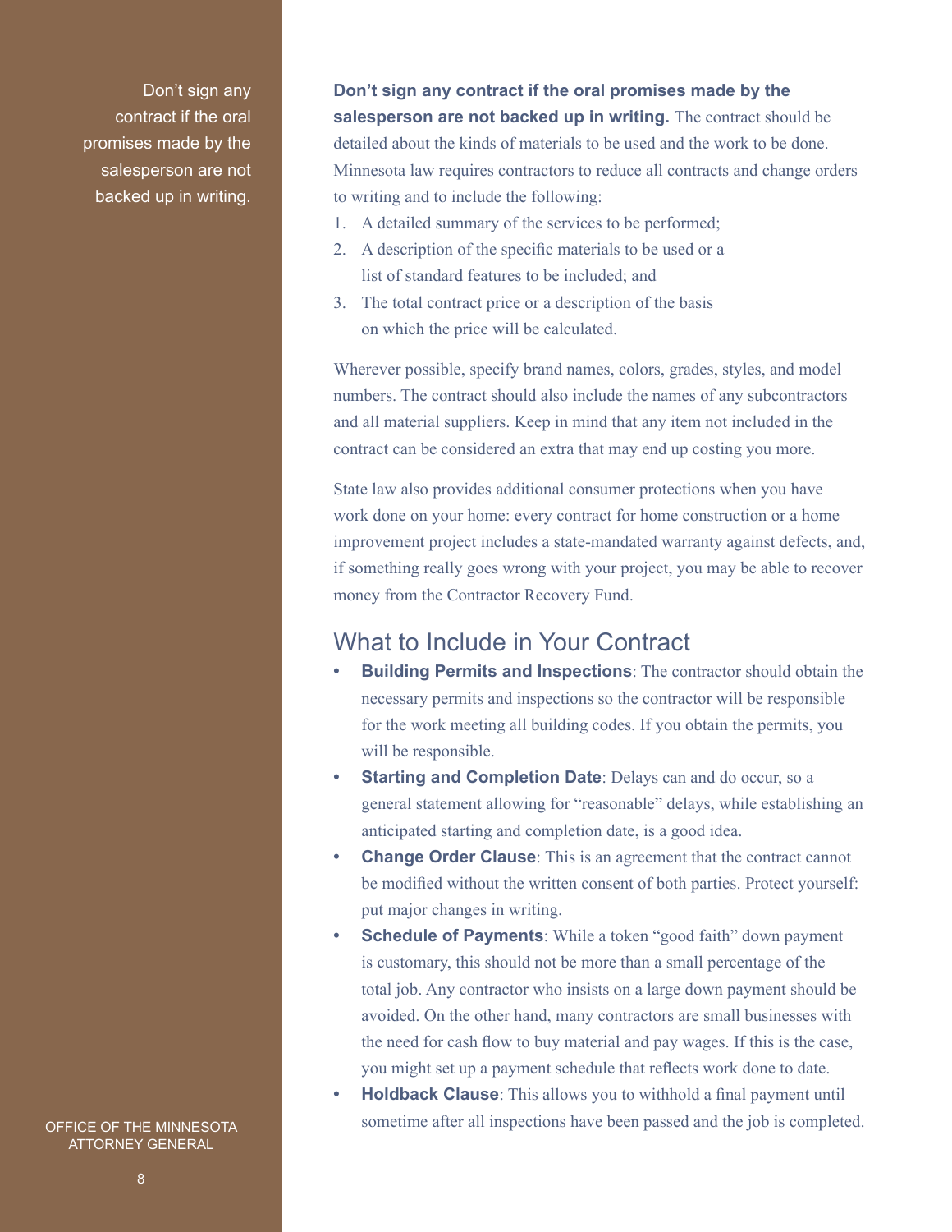Don't sign any contract if the oral promises made by the salesperson are not backed up in writing.

**Don't sign any contract if the oral promises made by the salesperson are not backed up in writing.** The contract should be detailed about the kinds of materials to be used and the work to be done. Minnesota law requires contractors to reduce all contracts and change orders to writing and to include the following:

1. A detailed summary of the services to be performed;
2. A description of the specific materials to be used or a list of standard features to be included; and
3. The total contract price or a description of the basis on which the price will be calculated.

Wherever possible, specify brand names, colors, grades, styles, and model numbers. The contract should also include the names of any subcontractors and all material suppliers. Keep in mind that any item not included in the contract can be considered an extra that may end up costing you more.

State law also provides additional consumer protections when you have work done on your home: every contract for home construction or a home improvement project includes a state-mandated warranty against defects, and, if something really goes wrong with your project, you may be able to recover money from the Contractor Recovery Fund.

## What to Include in Your Contract

- **Building Permits and Inspections**: The contractor should obtain the necessary permits and inspections so the contractor will be responsible for the work meeting all building codes. If you obtain the permits, you will be responsible.
- **Starting and Completion Date**: Delays can and do occur, so a general statement allowing for "reasonable" delays, while establishing an anticipated starting and completion date, is a good idea.
- **Change Order Clause**: This is an agreement that the contract cannot be modified without the written consent of both parties. Protect yourself: put major changes in writing.
- **Schedule of Payments**: While a token "good faith" down payment is customary, this should not be more than a small percentage of the total job. Any contractor who insists on a large down payment should be avoided. On the other hand, many contractors are small businesses with the need for cash flow to buy material and pay wages. If this is the case, you might set up a payment schedule that reflects work done to date.
- **Holdback Clause**: This allows you to withhold a final payment until sometime after all inspections have been passed and the job is completed.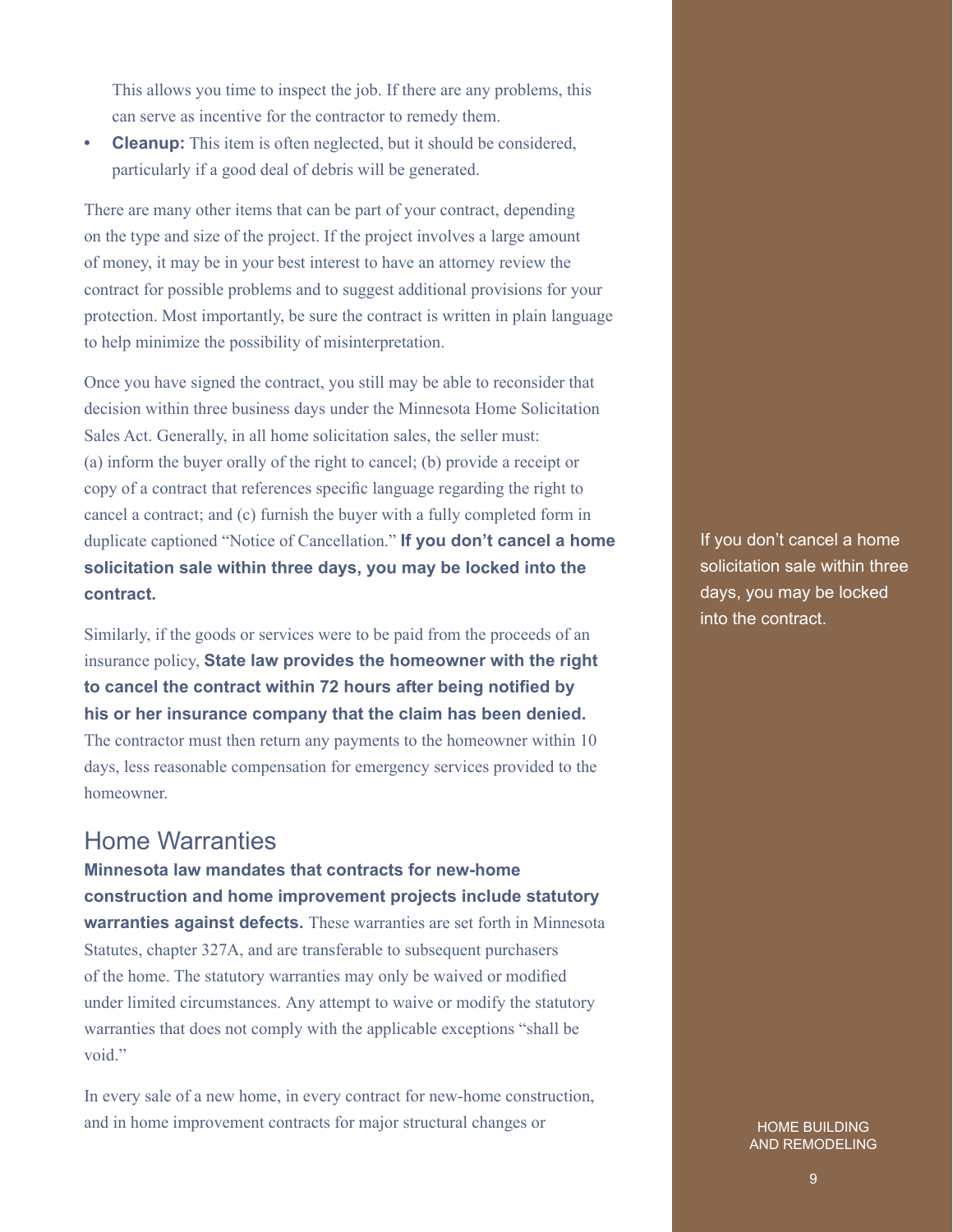This allows you time to inspect the job. If there are any problems, this can serve as incentive for the contractor to remedy them.

- **Cleanup:** This item is often neglected, but it should be considered, particularly if a good deal of debris will be generated.

There are many other items that can be part of your contract, depending on the type and size of the project. If the project involves a large amount of money, it may be in your best interest to have an attorney review the contract for possible problems and to suggest additional provisions for your protection. Most importantly, be sure the contract is written in plain language to help minimize the possibility of misinterpretation.

Once you have signed the contract, you still may be able to reconsider that decision within three business days under the Minnesota Home Solicitation Sales Act. Generally, in all home solicitation sales, the seller must: (a) inform the buyer orally of the right to cancel; (b) provide a receipt or copy of a contract that references specific language regarding the right to cancel a contract; and (c) furnish the buyer with a fully completed form in duplicate captioned "Notice of Cancellation." **If you don't cancel a home solicitation sale within three days, you may be locked into the contract.**

If you don't cancel a home solicitation sale within three days, you may be locked into the contract.

Similarly, if the goods or services were to be paid from the proceeds of an insurance policy, **State law provides the homeowner with the right to cancel the contract within 72 hours after being notified by his or her insurance company that the claim has been denied.** The contractor must then return any payments to the homeowner within 10 days, less reasonable compensation for emergency services provided to the homeowner.

## Home Warranties

**Minnesota law mandates that contracts for new-home construction and home improvement projects include statutory warranties against defects.** These warranties are set forth in Minnesota Statutes, chapter 327A, and are transferable to subsequent purchasers of the home. The statutory warranties may only be waived or modified under limited circumstances. Any attempt to waive or modify the statutory warranties that does not comply with the applicable exceptions "shall be void."

In every sale of a new home, in every contract for new-home construction, and in home improvement contracts for major structural changes or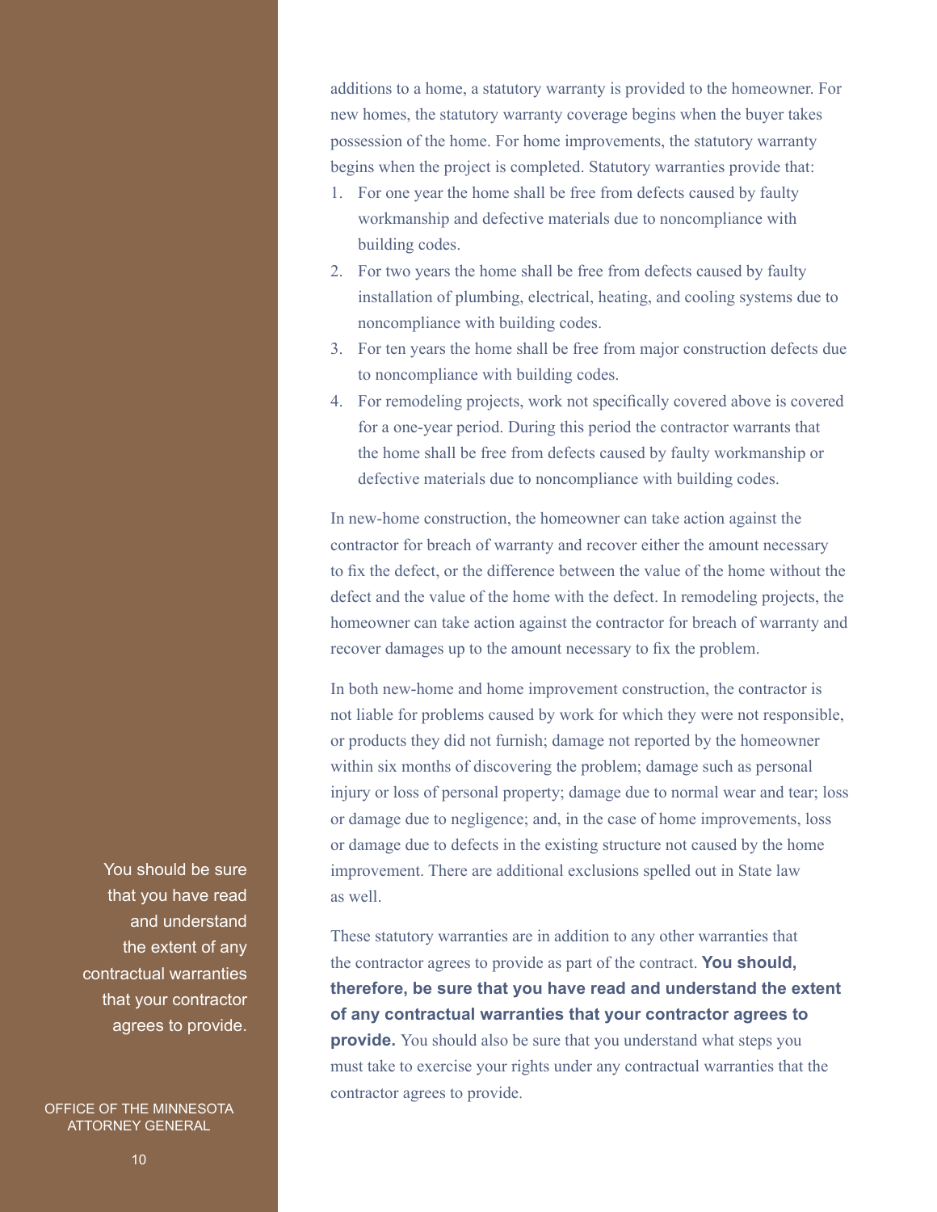additions to a home, a statutory warranty is provided to the homeowner. For new homes, the statutory warranty coverage begins when the buyer takes possession of the home. For home improvements, the statutory warranty begins when the project is completed. Statutory warranties provide that:

1. For one year the home shall be free from defects caused by faulty workmanship and defective materials due to noncompliance with building codes.
2. For two years the home shall be free from defects caused by faulty installation of plumbing, electrical, heating, and cooling systems due to noncompliance with building codes.
3. For ten years the home shall be free from major construction defects due to noncompliance with building codes.
4. For remodeling projects, work not specifically covered above is covered for a one-year period. During this period the contractor warrants that the home shall be free from defects caused by faulty workmanship or defective materials due to noncompliance with building codes.

In new-home construction, the homeowner can take action against the contractor for breach of warranty and recover either the amount necessary to fix the defect, or the difference between the value of the home without the defect and the value of the home with the defect. In remodeling projects, the homeowner can take action against the contractor for breach of warranty and recover damages up to the amount necessary to fix the problem.

In both new-home and home improvement construction, the contractor is not liable for problems caused by work for which they were not responsible, or products they did not furnish; damage not reported by the homeowner within six months of discovering the problem; damage such as personal injury or loss of personal property; damage due to normal wear and tear; loss or damage due to negligence; and, in the case of home improvements, loss or damage due to defects in the existing structure not caused by the home improvement. There are additional exclusions spelled out in State law as well.

These statutory warranties are in addition to any other warranties that the contractor agrees to provide as part of the contract. **You should, therefore, be sure that you have read and understand the extent of any contractual warranties that your contractor agrees to provide.** You should also be sure that you understand what steps you must take to exercise your rights under any contractual warranties that the contractor agrees to provide.

You should be sure that you have read and understand the extent of any contractual warranties that your contractor agrees to provide.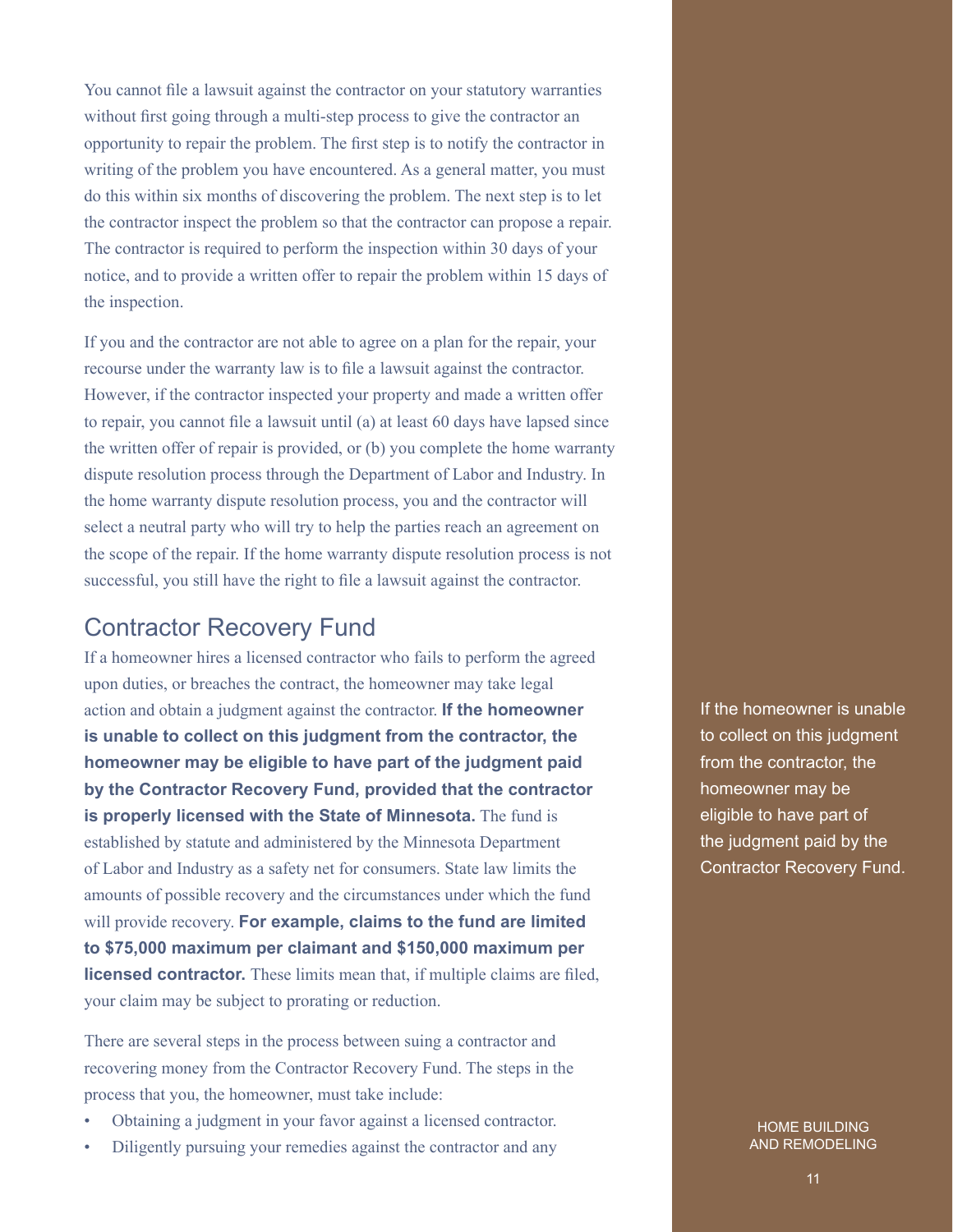You cannot file a lawsuit against the contractor on your statutory warranties without first going through a multi-step process to give the contractor an opportunity to repair the problem. The first step is to notify the contractor in writing of the problem you have encountered. As a general matter, you must do this within six months of discovering the problem. The next step is to let the contractor inspect the problem so that the contractor can propose a repair. The contractor is required to perform the inspection within 30 days of your notice, and to provide a written offer to repair the problem within 15 days of the inspection.

If you and the contractor are not able to agree on a plan for the repair, your recourse under the warranty law is to file a lawsuit against the contractor. However, if the contractor inspected your property and made a written offer to repair, you cannot file a lawsuit until (a) at least 60 days have lapsed since the written offer of repair is provided, or (b) you complete the home warranty dispute resolution process through the Department of Labor and Industry. In the home warranty dispute resolution process, you and the contractor will select a neutral party who will try to help the parties reach an agreement on the scope of the repair. If the home warranty dispute resolution process is not successful, you still have the right to file a lawsuit against the contractor.

## Contractor Recovery Fund

If a homeowner hires a licensed contractor who fails to perform the agreed upon duties, or breaches the contract, the homeowner may take legal action and obtain a judgment against the contractor. **If the homeowner is unable to collect on this judgment from the contractor, the homeowner may be eligible to have part of the judgment paid by the Contractor Recovery Fund, provided that the contractor is properly licensed with the State of Minnesota.** The fund is established by statute and administered by the Minnesota Department of Labor and Industry as a safety net for consumers. State law limits the amounts of possible recovery and the circumstances under which the fund will provide recovery. **For example, claims to the fund are limited to $75,000 maximum per claimant and $150,000 maximum per licensed contractor.** These limits mean that, if multiple claims are filed, your claim may be subject to prorating or reduction.

If the homeowner is unable to collect on this judgment from the contractor, the homeowner may be eligible to have part of the judgment paid by the Contractor Recovery Fund.

There are several steps in the process between suing a contractor and recovering money from the Contractor Recovery Fund. The steps in the process that you, the homeowner, must take include:

- Obtaining a judgment in your favor against a licensed contractor.
- Diligently pursuing your remedies against the contractor and any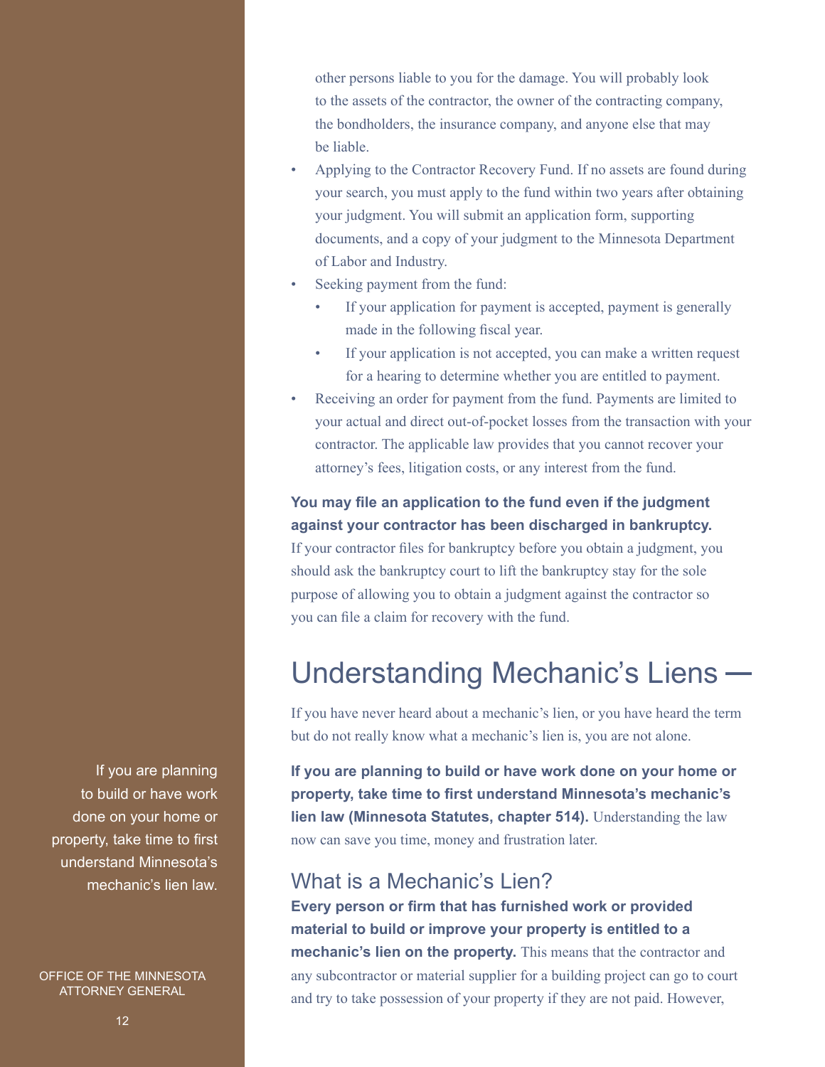other persons liable to you for the damage. You will probably look to the assets of the contractor, the owner of the contracting company, the bondholders, the insurance company, and anyone else that may be liable.

- Applying to the Contractor Recovery Fund. If no assets are found during your search, you must apply to the fund within two years after obtaining your judgment. You will submit an application form, supporting documents, and a copy of your judgment to the Minnesota Department of Labor and Industry.
- Seeking payment from the fund:
  - If your application for payment is accepted, payment is generally made in the following fiscal year.
  - If your application is not accepted, you can make a written request for a hearing to determine whether you are entitled to payment.
- Receiving an order for payment from the fund. Payments are limited to your actual and direct out-of-pocket losses from the transaction with your contractor. The applicable law provides that you cannot recover your attorney's fees, litigation costs, or any interest from the fund.

**You may file an application to the fund even if the judgment against your contractor has been discharged in bankruptcy.** If your contractor files for bankruptcy before you obtain a judgment, you should ask the bankruptcy court to lift the bankruptcy stay for the sole purpose of allowing you to obtain a judgment against the contractor so you can file a claim for recovery with the fund.

# Understanding Mechanic's Liens —

If you have never heard about a mechanic's lien, or you have heard the term but do not really know what a mechanic's lien is, you are not alone.

If you are planning to build or have work done on your home or property, take time to first understand Minnesota's mechanic's lien law.

**If you are planning to build or have work done on your home or property, take time to first understand Minnesota's mechanic's lien law (Minnesota Statutes, chapter 514).** Understanding the law now can save you time, money and frustration later.

## What is a Mechanic's Lien?

**Every person or firm that has furnished work or provided material to build or improve your property is entitled to a mechanic's lien on the property.** This means that the contractor and any subcontractor or material supplier for a building project can go to court and try to take possession of your property if they are not paid. However,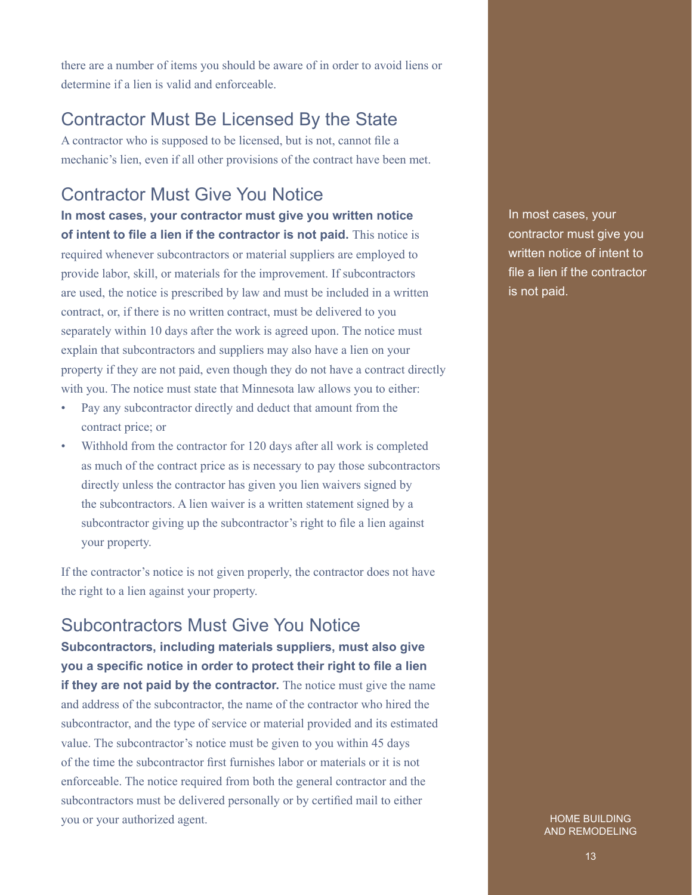there are a number of items you should be aware of in order to avoid liens or determine if a lien is valid and enforceable.

## Contractor Must Be Licensed By the State

A contractor who is supposed to be licensed, but is not, cannot file a mechanic's lien, even if all other provisions of the contract have been met.

## Contractor Must Give You Notice

**In most cases, your contractor must give you written notice of intent to file a lien if the contractor is not paid.** This notice is required whenever subcontractors or material suppliers are employed to provide labor, skill, or materials for the improvement. If subcontractors are used, the notice is prescribed by law and must be included in a written contract, or, if there is no written contract, must be delivered to you separately within 10 days after the work is agreed upon. The notice must explain that subcontractors and suppliers may also have a lien on your property if they are not paid, even though they do not have a contract directly with you. The notice must state that Minnesota law allows you to either:

- Pay any subcontractor directly and deduct that amount from the contract price; or
- Withhold from the contractor for 120 days after all work is completed as much of the contract price as is necessary to pay those subcontractors directly unless the contractor has given you lien waivers signed by the subcontractors. A lien waiver is a written statement signed by a subcontractor giving up the subcontractor's right to file a lien against your property.

If the contractor's notice is not given properly, the contractor does not have the right to a lien against your property.

## Subcontractors Must Give You Notice

**Subcontractors, including materials suppliers, must also give you a specific notice in order to protect their right to file a lien if they are not paid by the contractor.** The notice must give the name and address of the subcontractor, the name of the contractor who hired the subcontractor, and the type of service or material provided and its estimated value. The subcontractor's notice must be given to you within 45 days of the time the subcontractor first furnishes labor or materials or it is not enforceable. The notice required from both the general contractor and the subcontractors must be delivered personally or by certified mail to either you or your authorized agent.

In most cases, your contractor must give you written notice of intent to file a lien if the contractor is not paid.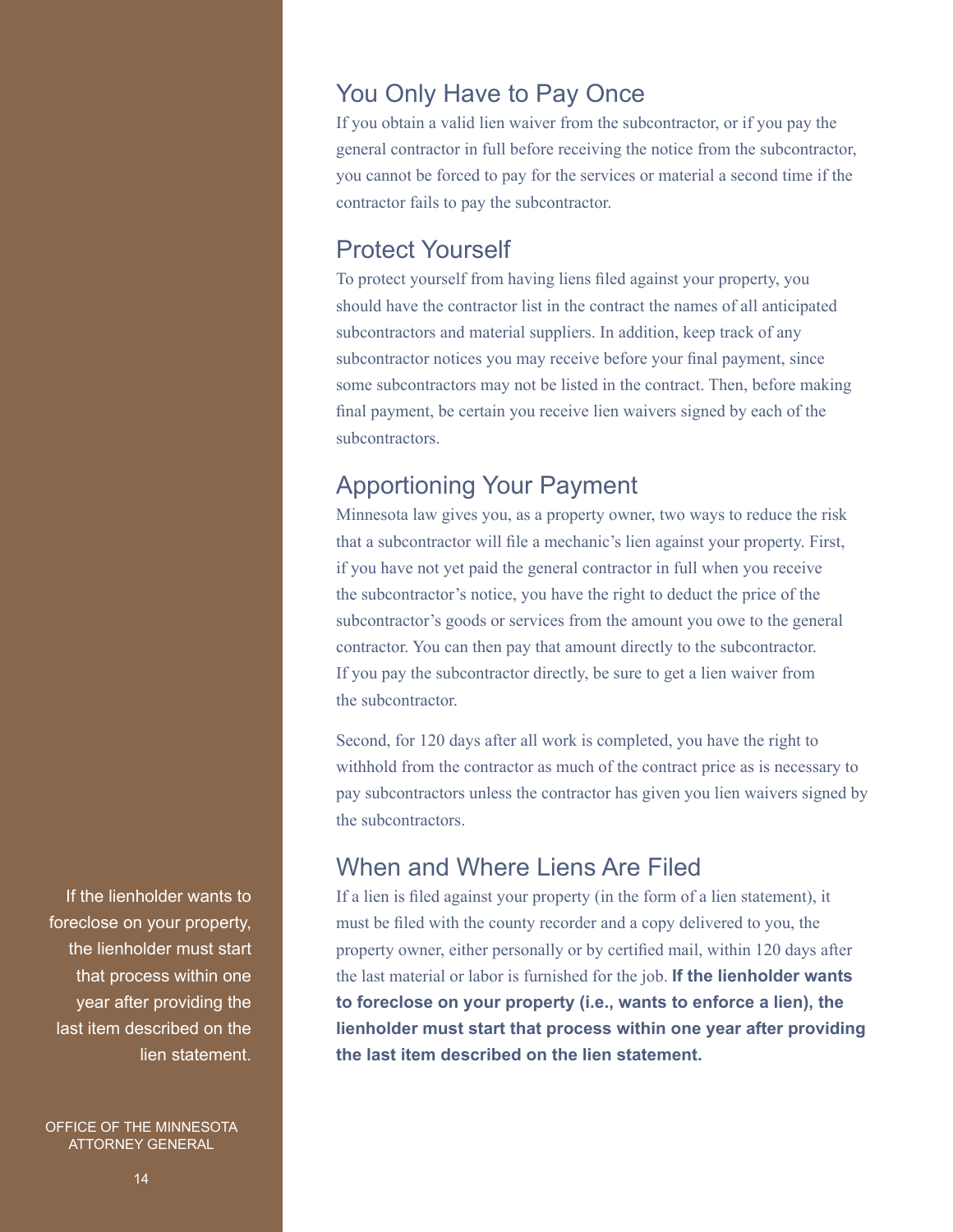## You Only Have to Pay Once

If you obtain a valid lien waiver from the subcontractor, or if you pay the general contractor in full before receiving the notice from the subcontractor, you cannot be forced to pay for the services or material a second time if the contractor fails to pay the subcontractor.

## Protect Yourself

To protect yourself from having liens filed against your property, you should have the contractor list in the contract the names of all anticipated subcontractors and material suppliers. In addition, keep track of any subcontractor notices you may receive before your final payment, since some subcontractors may not be listed in the contract. Then, before making final payment, be certain you receive lien waivers signed by each of the subcontractors.

## Apportioning Your Payment

Minnesota law gives you, as a property owner, two ways to reduce the risk that a subcontractor will file a mechanic's lien against your property. First, if you have not yet paid the general contractor in full when you receive the subcontractor's notice, you have the right to deduct the price of the subcontractor's goods or services from the amount you owe to the general contractor. You can then pay that amount directly to the subcontractor. If you pay the subcontractor directly, be sure to get a lien waiver from the subcontractor.

Second, for 120 days after all work is completed, you have the right to withhold from the contractor as much of the contract price as is necessary to pay subcontractors unless the contractor has given you lien waivers signed by the subcontractors.

## When and Where Liens Are Filed

If a lien is filed against your property (in the form of a lien statement), it must be filed with the county recorder and a copy delivered to you, the property owner, either personally or by certified mail, within 120 days after the last material or labor is furnished for the job. **If the lienholder wants to foreclose on your property (i.e., wants to enforce a lien), the lienholder must start that process within one year after providing the last item described on the lien statement.**

If the lienholder wants to foreclose on your property, the lienholder must start that process within one year after providing the last item described on the lien statement.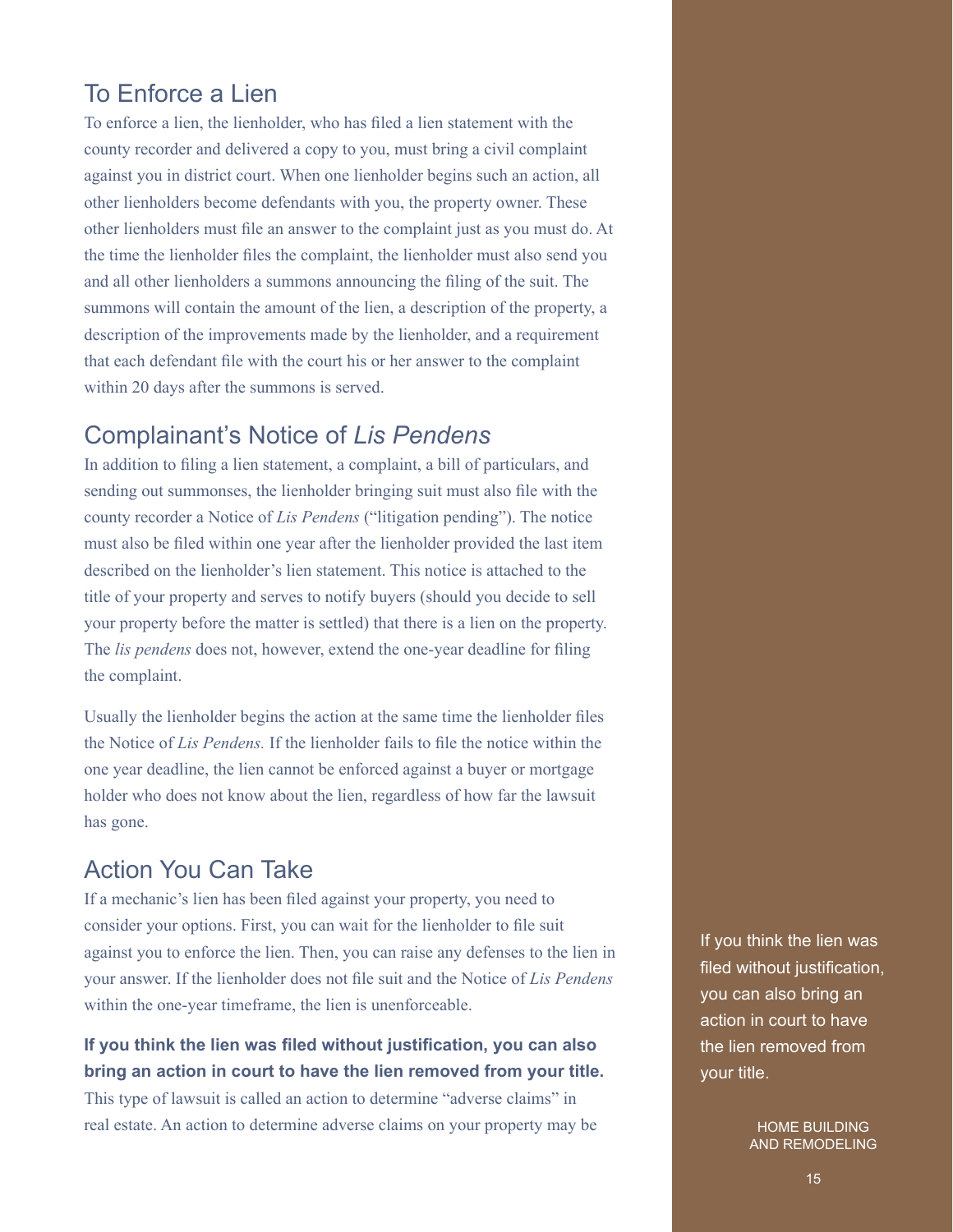## To Enforce a Lien

To enforce a lien, the lienholder, who has filed a lien statement with the county recorder and delivered a copy to you, must bring a civil complaint against you in district court. When one lienholder begins such an action, all other lienholders become defendants with you, the property owner. These other lienholders must file an answer to the complaint just as you must do. At the time the lienholder files the complaint, the lienholder must also send you and all other lienholders a summons announcing the filing of the suit. The summons will contain the amount of the lien, a description of the property, a description of the improvements made by the lienholder, and a requirement that each defendant file with the court his or her answer to the complaint within 20 days after the summons is served.

## Complainant's Notice of *Lis Pendens*

In addition to filing a lien statement, a complaint, a bill of particulars, and sending out summonses, the lienholder bringing suit must also file with the county recorder a Notice of *Lis Pendens* ("litigation pending"). The notice must also be filed within one year after the lienholder provided the last item described on the lienholder's lien statement. This notice is attached to the title of your property and serves to notify buyers (should you decide to sell your property before the matter is settled) that there is a lien on the property. The *lis pendens* does not, however, extend the one-year deadline for filing the complaint.

Usually the lienholder begins the action at the same time the lienholder files the Notice of *Lis Pendens.* If the lienholder fails to file the notice within the one year deadline, the lien cannot be enforced against a buyer or mortgage holder who does not know about the lien, regardless of how far the lawsuit has gone.

## Action You Can Take

If a mechanic's lien has been filed against your property, you need to consider your options. First, you can wait for the lienholder to file suit against you to enforce the lien. Then, you can raise any defenses to the lien in your answer. If the lienholder does not file suit and the Notice of *Lis Pendens* within the one-year timeframe, the lien is unenforceable.

**If you think the lien was filed without justification, you can also bring an action in court to have the lien removed from your title.** This type of lawsuit is called an action to determine "adverse claims" in real estate. An action to determine adverse claims on your property may be

If you think the lien was filed without justification, you can also bring an action in court to have the lien removed from your title.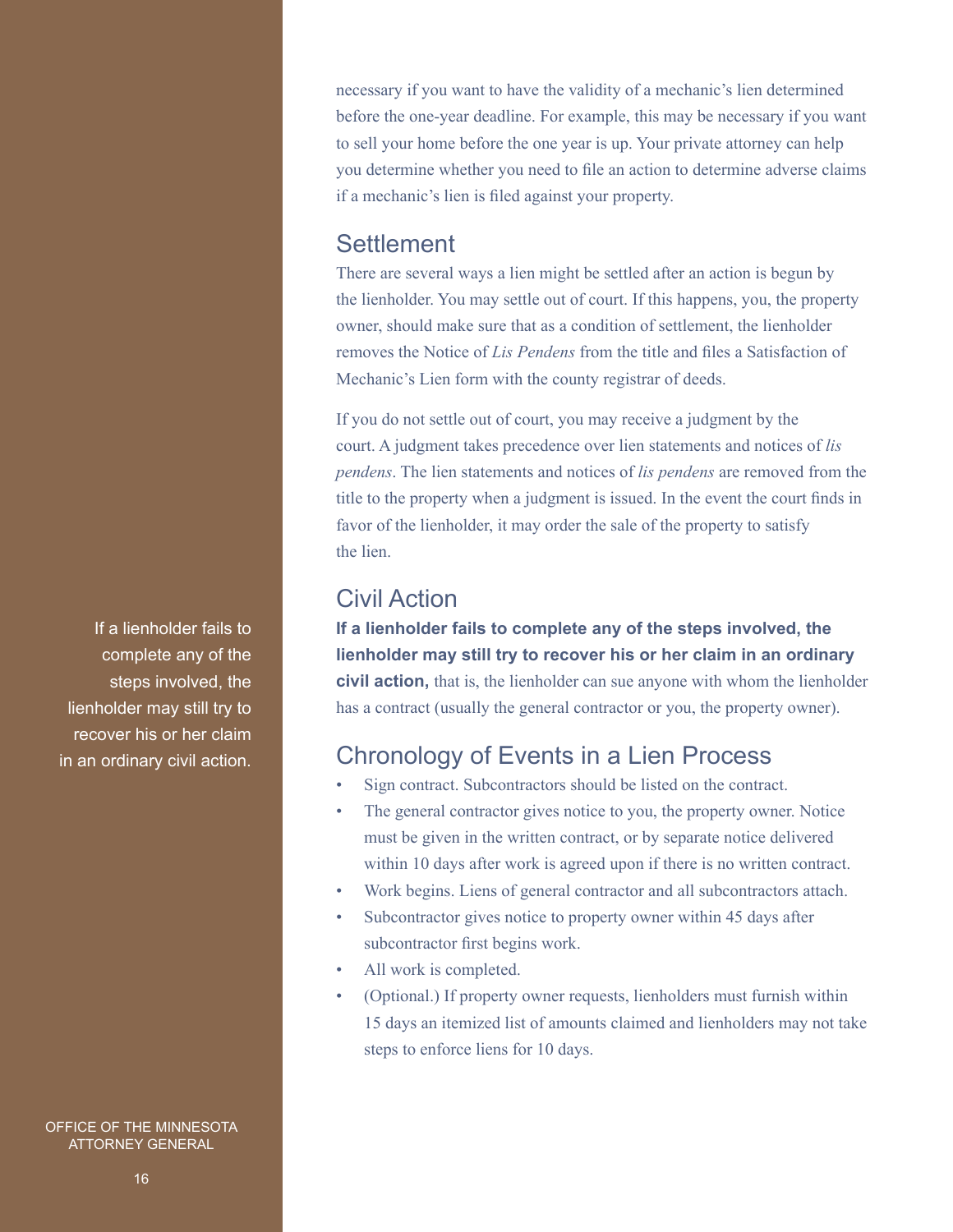necessary if you want to have the validity of a mechanic's lien determined before the one-year deadline. For example, this may be necessary if you want to sell your home before the one year is up. Your private attorney can help you determine whether you need to file an action to determine adverse claims if a mechanic's lien is filed against your property.

## Settlement

There are several ways a lien might be settled after an action is begun by the lienholder. You may settle out of court. If this happens, you, the property owner, should make sure that as a condition of settlement, the lienholder removes the Notice of *Lis Pendens* from the title and files a Satisfaction of Mechanic's Lien form with the county registrar of deeds.

If you do not settle out of court, you may receive a judgment by the court. A judgment takes precedence over lien statements and notices of *lis pendens*. The lien statements and notices of *lis pendens* are removed from the title to the property when a judgment is issued. In the event the court finds in favor of the lienholder, it may order the sale of the property to satisfy the lien.

## Civil Action

If a lienholder fails to complete any of the steps involved, the lienholder may still try to recover his or her claim in an ordinary civil action.

**If a lienholder fails to complete any of the steps involved, the lienholder may still try to recover his or her claim in an ordinary civil action,** that is, the lienholder can sue anyone with whom the lienholder has a contract (usually the general contractor or you, the property owner).

## Chronology of Events in a Lien Process

- Sign contract. Subcontractors should be listed on the contract.
- The general contractor gives notice to you, the property owner. Notice must be given in the written contract, or by separate notice delivered within 10 days after work is agreed upon if there is no written contract.
- Work begins. Liens of general contractor and all subcontractors attach.
- Subcontractor gives notice to property owner within 45 days after subcontractor first begins work.
- All work is completed.
- (Optional.) If property owner requests, lienholders must furnish within 15 days an itemized list of amounts claimed and lienholders may not take steps to enforce liens for 10 days.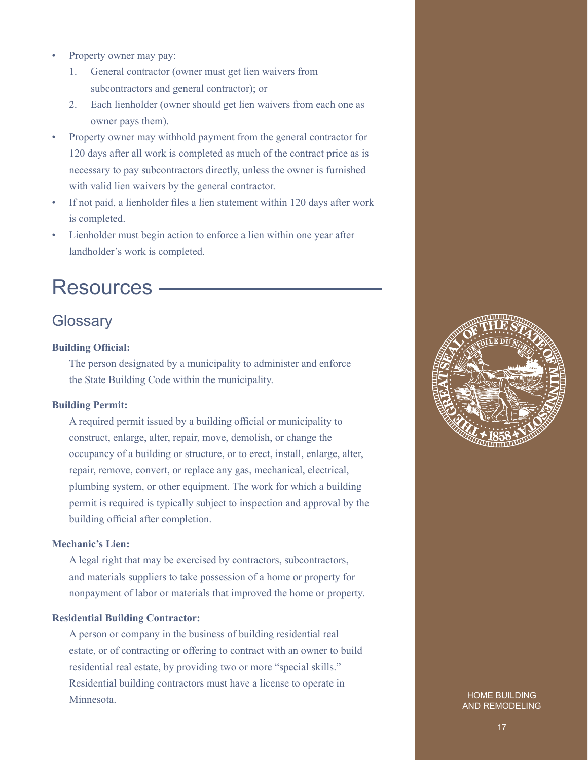- Property owner may pay:
  1. General contractor (owner must get lien waivers from subcontractors and general contractor); or
  2. Each lienholder (owner should get lien waivers from each one as owner pays them).
- Property owner may withhold payment from the general contractor for 120 days after all work is completed as much of the contract price as is necessary to pay subcontractors directly, unless the owner is furnished with valid lien waivers by the general contractor.
- If not paid, a lienholder files a lien statement within 120 days after work is completed.
- Lienholder must begin action to enforce a lien within one year after landholder's work is completed.

# Resources

## Glossary

**Building Official:**

The person designated by a municipality to administer and enforce the State Building Code within the municipality.

**Building Permit:**

A required permit issued by a building official or municipality to construct, enlarge, alter, repair, move, demolish, or change the occupancy of a building or structure, or to erect, install, enlarge, alter, repair, remove, convert, or replace any gas, mechanical, electrical, plumbing system, or other equipment. The work for which a building permit is required is typically subject to inspection and approval by the building official after completion.

**Mechanic's Lien:**

A legal right that may be exercised by contractors, subcontractors, and materials suppliers to take possession of a home or property for nonpayment of labor or materials that improved the home or property.

**Residential Building Contractor:**

A person or company in the business of building residential real estate, or of contracting or offering to contract with an owner to build residential real estate, by providing two or more "special skills." Residential building contractors must have a license to operate in Minnesota.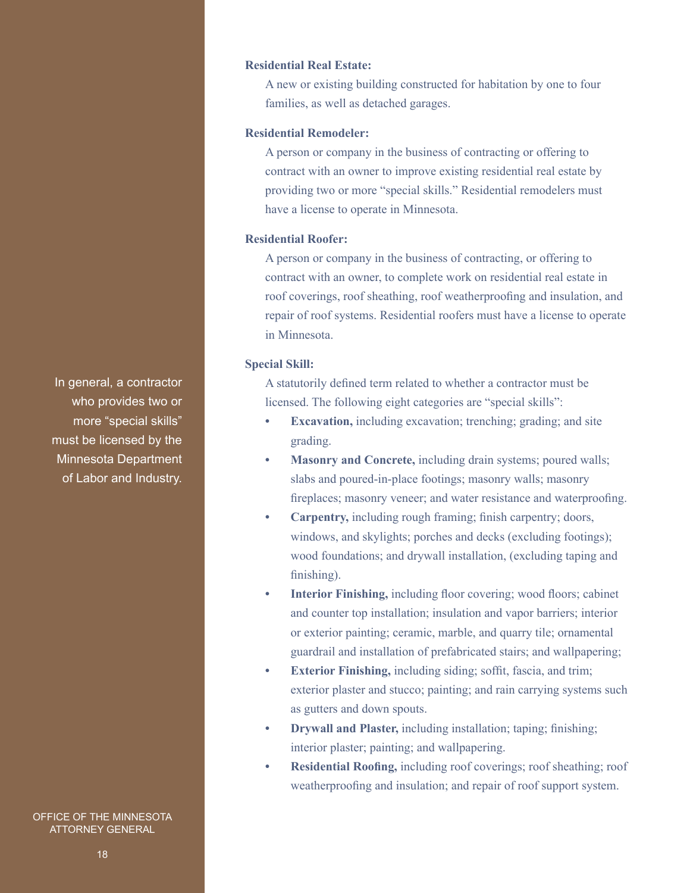In general, a contractor who provides two or more "special skills" must be licensed by the Minnesota Department of Labor and Industry.

**Residential Real Estate:**

A new or existing building constructed for habitation by one to four families, as well as detached garages.

**Residential Remodeler:**

A person or company in the business of contracting or offering to contract with an owner to improve existing residential real estate by providing two or more "special skills." Residential remodelers must have a license to operate in Minnesota.

**Residential Roofer:**

A person or company in the business of contracting, or offering to contract with an owner, to complete work on residential real estate in roof coverings, roof sheathing, roof weatherproofing and insulation, and repair of roof systems. Residential roofers must have a license to operate in Minnesota.

**Special Skill:**

A statutorily defined term related to whether a contractor must be licensed. The following eight categories are "special skills":

- **Excavation,** including excavation; trenching; grading; and site grading.
- **Masonry and Concrete,** including drain systems; poured walls; slabs and poured-in-place footings; masonry walls; masonry fireplaces; masonry veneer; and water resistance and waterproofing.
- **Carpentry,** including rough framing; finish carpentry; doors, windows, and skylights; porches and decks (excluding footings); wood foundations; and drywall installation, (excluding taping and finishing).
- **Interior Finishing,** including floor covering; wood floors; cabinet and counter top installation; insulation and vapor barriers; interior or exterior painting; ceramic, marble, and quarry tile; ornamental guardrail and installation of prefabricated stairs; and wallpapering;
- **Exterior Finishing,** including siding; soffit, fascia, and trim; exterior plaster and stucco; painting; and rain carrying systems such as gutters and down spouts.
- **Drywall and Plaster,** including installation; taping; finishing; interior plaster; painting; and wallpapering.
- **Residential Roofing,** including roof coverings; roof sheathing; roof weatherproofing and insulation; and repair of roof support system.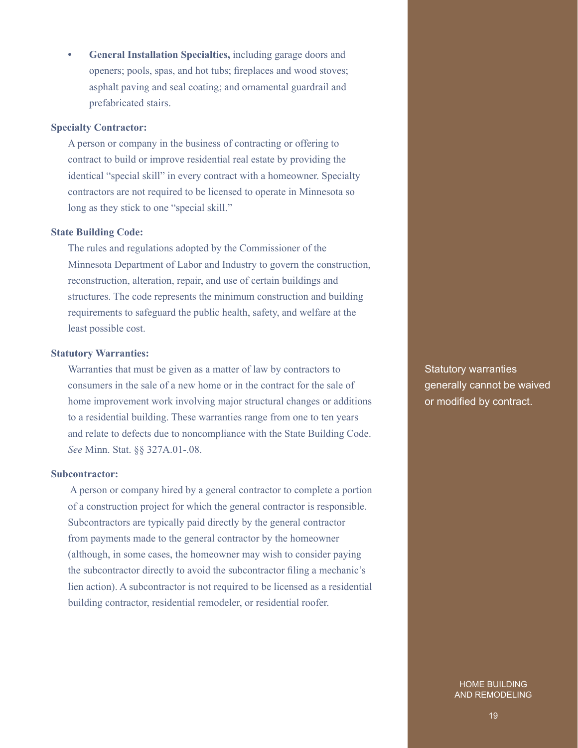- **General Installation Specialties,** including garage doors and openers; pools, spas, and hot tubs; fireplaces and wood stoves; asphalt paving and seal coating; and ornamental guardrail and prefabricated stairs.

**Specialty Contractor:**

A person or company in the business of contracting or offering to contract to build or improve residential real estate by providing the identical "special skill" in every contract with a homeowner. Specialty contractors are not required to be licensed to operate in Minnesota so long as they stick to one "special skill."

**State Building Code:**

The rules and regulations adopted by the Commissioner of the Minnesota Department of Labor and Industry to govern the construction, reconstruction, alteration, repair, and use of certain buildings and structures. The code represents the minimum construction and building requirements to safeguard the public health, safety, and welfare at the least possible cost.

**Statutory Warranties:**

Warranties that must be given as a matter of law by contractors to consumers in the sale of a new home or in the contract for the sale of home improvement work involving major structural changes or additions to a residential building. These warranties range from one to ten years and relate to defects due to noncompliance with the State Building Code. *See* Minn. Stat. §§ 327A.01-.08.

Statutory warranties generally cannot be waived or modified by contract.

**Subcontractor:**

A person or company hired by a general contractor to complete a portion of a construction project for which the general contractor is responsible. Subcontractors are typically paid directly by the general contractor from payments made to the general contractor by the homeowner (although, in some cases, the homeowner may wish to consider paying the subcontractor directly to avoid the subcontractor filing a mechanic's lien action). A subcontractor is not required to be licensed as a residential building contractor, residential remodeler, or residential roofer.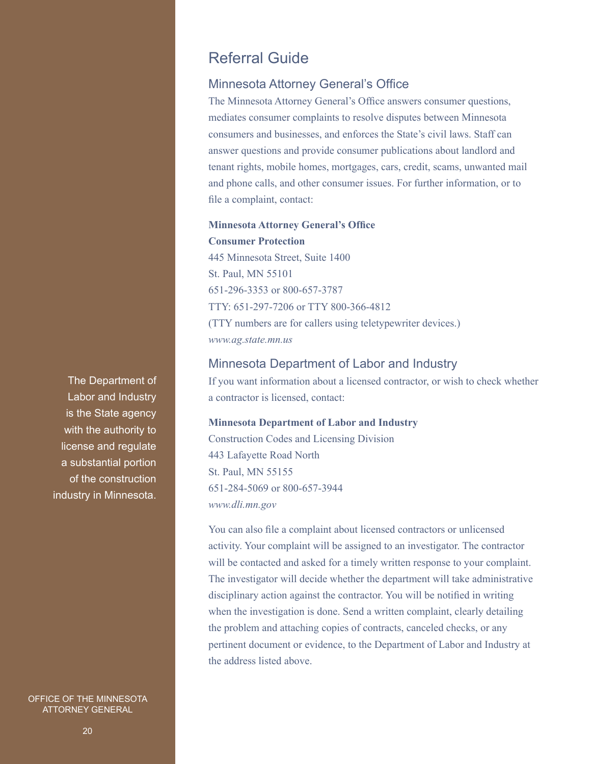## Referral Guide

### Minnesota Attorney General's Office

The Minnesota Attorney General's Office answers consumer questions, mediates consumer complaints to resolve disputes between Minnesota consumers and businesses, and enforces the State's civil laws. Staff can answer questions and provide consumer publications about landlord and tenant rights, mobile homes, mortgages, cars, credit, scams, unwanted mail and phone calls, and other consumer issues. For further information, or to file a complaint, contact:

**Minnesota Attorney General's Office**
**Consumer Protection**
445 Minnesota Street, Suite 1400
St. Paul, MN 55101
651-296-3353 or 800-657-3787
TTY: 651-297-7206 or TTY 800-366-4812
(TTY numbers are for callers using teletypewriter devices.)
*www.ag.state.mn.us*

### Minnesota Department of Labor and Industry

The Department of Labor and Industry is the State agency with the authority to license and regulate a substantial portion of the construction industry in Minnesota.

If you want information about a licensed contractor, or wish to check whether a contractor is licensed, contact:

**Minnesota Department of Labor and Industry**
Construction Codes and Licensing Division
443 Lafayette Road North
St. Paul, MN 55155
651-284-5069 or 800-657-3944
*www.dli.mn.gov*

You can also file a complaint about licensed contractors or unlicensed activity. Your complaint will be assigned to an investigator. The contractor will be contacted and asked for a timely written response to your complaint. The investigator will decide whether the department will take administrative disciplinary action against the contractor. You will be notified in writing when the investigation is done. Send a written complaint, clearly detailing the problem and attaching copies of contracts, canceled checks, or any pertinent document or evidence, to the Department of Labor and Industry at the address listed above.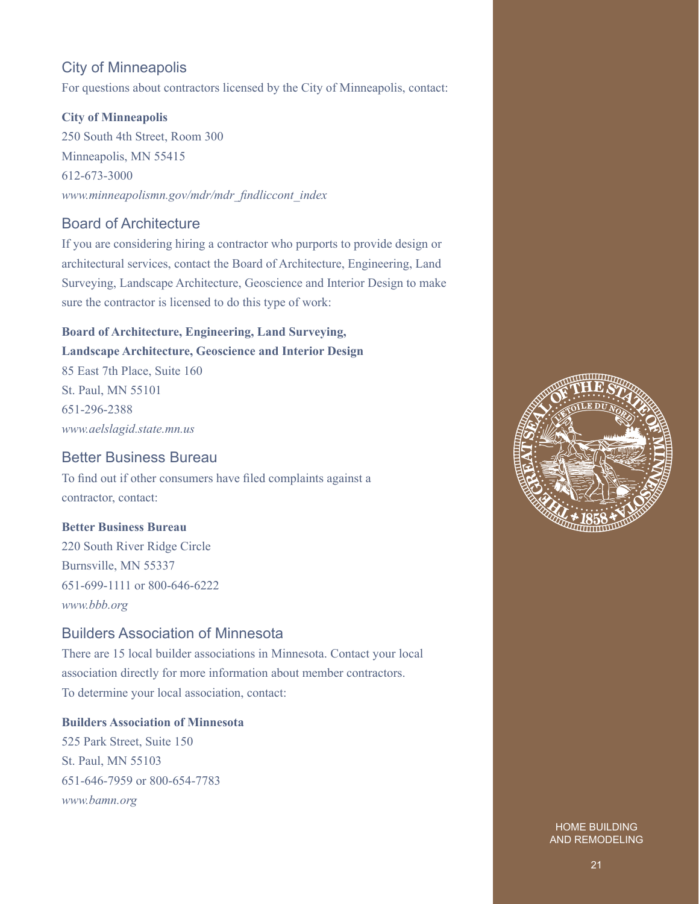## City of Minneapolis

For questions about contractors licensed by the City of Minneapolis, contact:

**City of Minneapolis**
250 South 4th Street, Room 300
Minneapolis, MN 55415
612-673-3000
*www.minneapolismn.gov/mdr/mdr_findliccont_index*

## Board of Architecture

If you are considering hiring a contractor who purports to provide design or architectural services, contact the Board of Architecture, Engineering, Land Surveying, Landscape Architecture, Geoscience and Interior Design to make sure the contractor is licensed to do this type of work:

**Board of Architecture, Engineering, Land Surveying, Landscape Architecture, Geoscience and Interior Design**
85 East 7th Place, Suite 160
St. Paul, MN 55101
651-296-2388
*www.aelslagid.state.mn.us*

## Better Business Bureau

To find out if other consumers have filed complaints against a contractor, contact:

**Better Business Bureau**
220 South River Ridge Circle
Burnsville, MN 55337
651-699-1111 or 800-646-6222
*www.bbb.org*

## Builders Association of Minnesota

There are 15 local builder associations in Minnesota. Contact your local association directly for more information about member contractors. To determine your local association, contact:

**Builders Association of Minnesota**
525 Park Street, Suite 150
St. Paul, MN 55103
651-646-7959 or 800-654-7783
*www.bamn.org*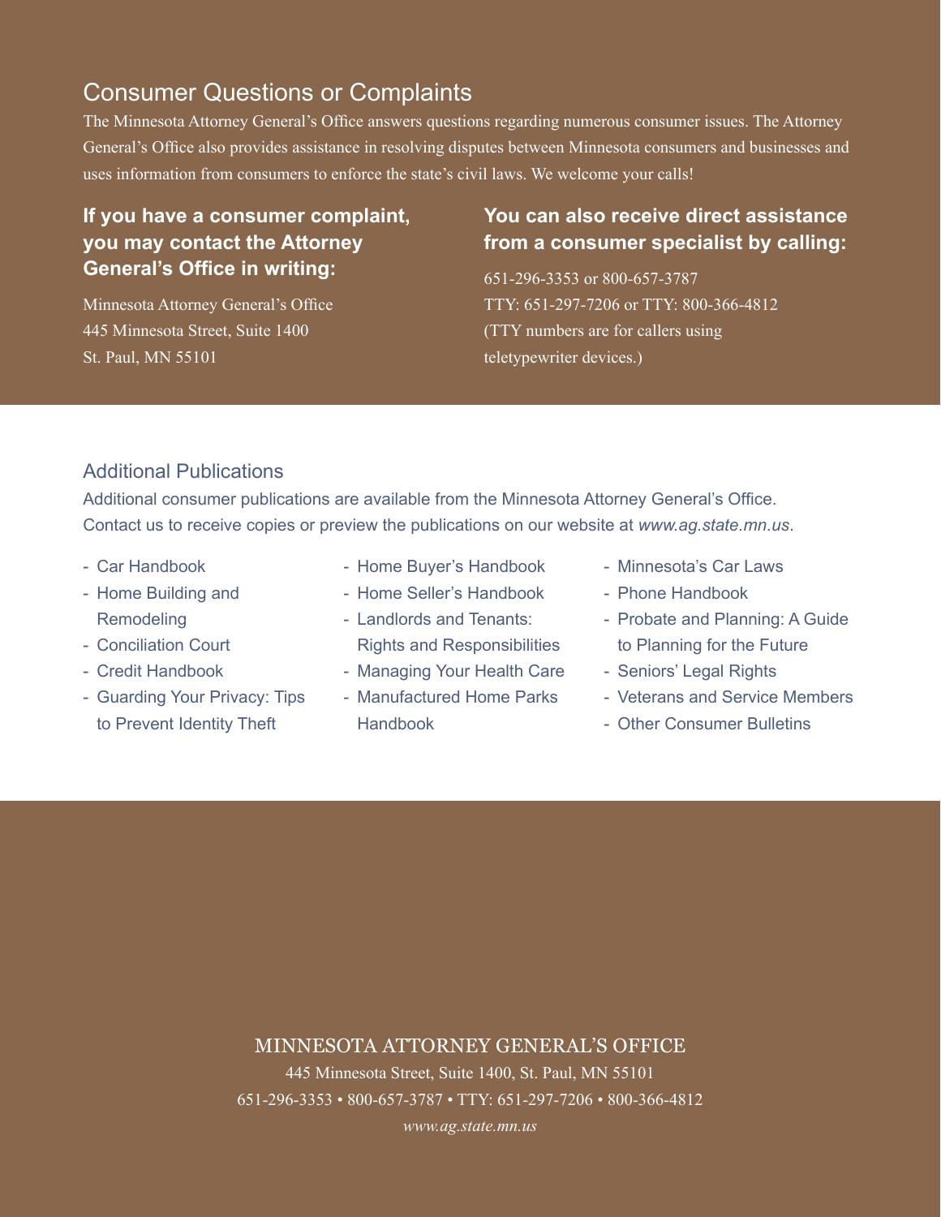## Consumer Questions or Complaints

The Minnesota Attorney General's Office answers questions regarding numerous consumer issues. The Attorney General's Office also provides assistance in resolving disputes between Minnesota consumers and businesses and uses information from consumers to enforce the state's civil laws. We welcome your calls!

### If you have a consumer complaint, you may contact the Attorney General's Office in writing:

Minnesota Attorney General's Office
445 Minnesota Street, Suite 1400
St. Paul, MN 55101

### You can also receive direct assistance from a consumer specialist by calling:

651-296-3353 or 800-657-3787
TTY: 651-297-7206 or TTY: 800-366-4812
(TTY numbers are for callers using teletypewriter devices.)

## Additional Publications

Additional consumer publications are available from the Minnesota Attorney General's Office. Contact us to receive copies or preview the publications on our website at *www.ag.state.mn.us*.

- Car Handbook
- Home Building and Remodeling
- Conciliation Court
- Credit Handbook
- Guarding Your Privacy: Tips to Prevent Identity Theft
- Home Buyer's Handbook
- Home Seller's Handbook
- Landlords and Tenants: Rights and Responsibilities
- Managing Your Health Care
- Manufactured Home Parks Handbook
- Minnesota's Car Laws
- Phone Handbook
- Probate and Planning: A Guide to Planning for the Future
- Seniors' Legal Rights
- Veterans and Service Members
- Other Consumer Bulletins

MINNESOTA ATTORNEY GENERAL'S OFFICE
445 Minnesota Street, Suite 1400, St. Paul, MN 55101
651-296-3353 • 800-657-3787 • TTY: 651-297-7206 • 800-366-4812
*www.ag.state.mn.us*